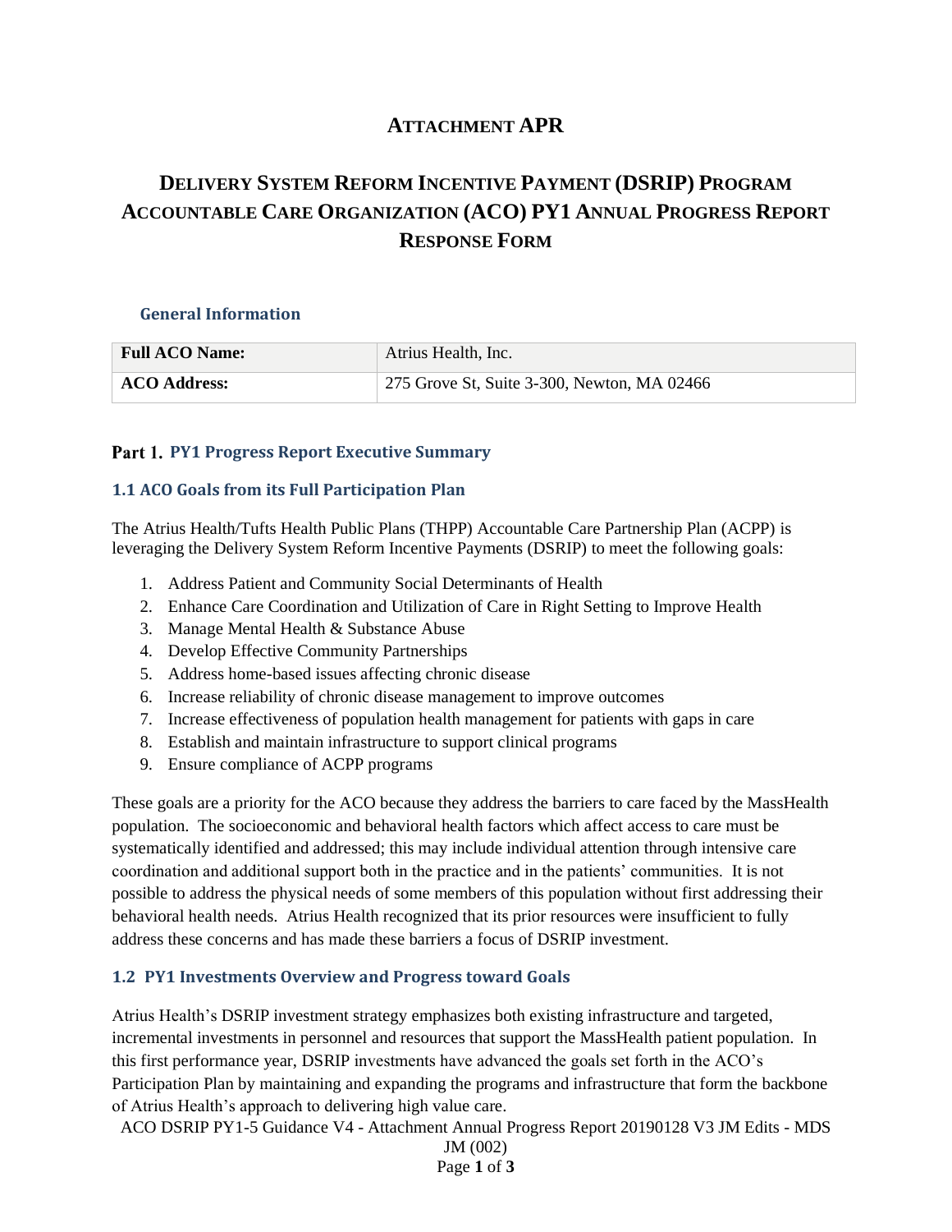# ATTACHMENT APR

# DELIVERY SYSTEM REFORM INCENTIVE PAYMENT (DSRIP) PROGRAM ACCOUNTABLE CARE ORGANIZATION (ACO) PY1 ANNUAL PROGRESS REPORT RESPONSE FORM

## General Information

| Full ACO Name: | Atrius Health, Inc. |
|---|---|
| ACO Address: | 275 Grove St, Suite 3-300, Newton, MA 02466 |

## Part 1. PY1 Progress Report Executive Summary

### 1.1 ACO Goals from its Full Participation Plan

The Atrius Health/Tufts Health Public Plans (THPP) Accountable Care Partnership Plan (ACPP) is leveraging the Delivery System Reform Incentive Payments (DSRIP) to meet the following goals:

1. Address Patient and Community Social Determinants of Health
2. Enhance Care Coordination and Utilization of Care in Right Setting to Improve Health
3. Manage Mental Health & Substance Abuse
4. Develop Effective Community Partnerships
5. Address home-based issues affecting chronic disease
6. Increase reliability of chronic disease management to improve outcomes
7. Increase effectiveness of population health management for patients with gaps in care
8. Establish and maintain infrastructure to support clinical programs
9. Ensure compliance of ACPP programs

These goals are a priority for the ACO because they address the barriers to care faced by the MassHealth population. The socioeconomic and behavioral health factors which affect access to care must be systematically identified and addressed; this may include individual attention through intensive care coordination and additional support both in the practice and in the patients' communities. It is not possible to address the physical needs of some members of this population without first addressing their behavioral health needs. Atrius Health recognized that its prior resources were insufficient to fully address these concerns and has made these barriers a focus of DSRIP investment.

### 1.2 PY1 Investments Overview and Progress toward Goals

Atrius Health's DSRIP investment strategy emphasizes both existing infrastructure and targeted, incremental investments in personnel and resources that support the MassHealth patient population. In this first performance year, DSRIP investments have advanced the goals set forth in the ACO's Participation Plan by maintaining and expanding the programs and infrastructure that form the backbone of Atrius Health's approach to delivering high value care.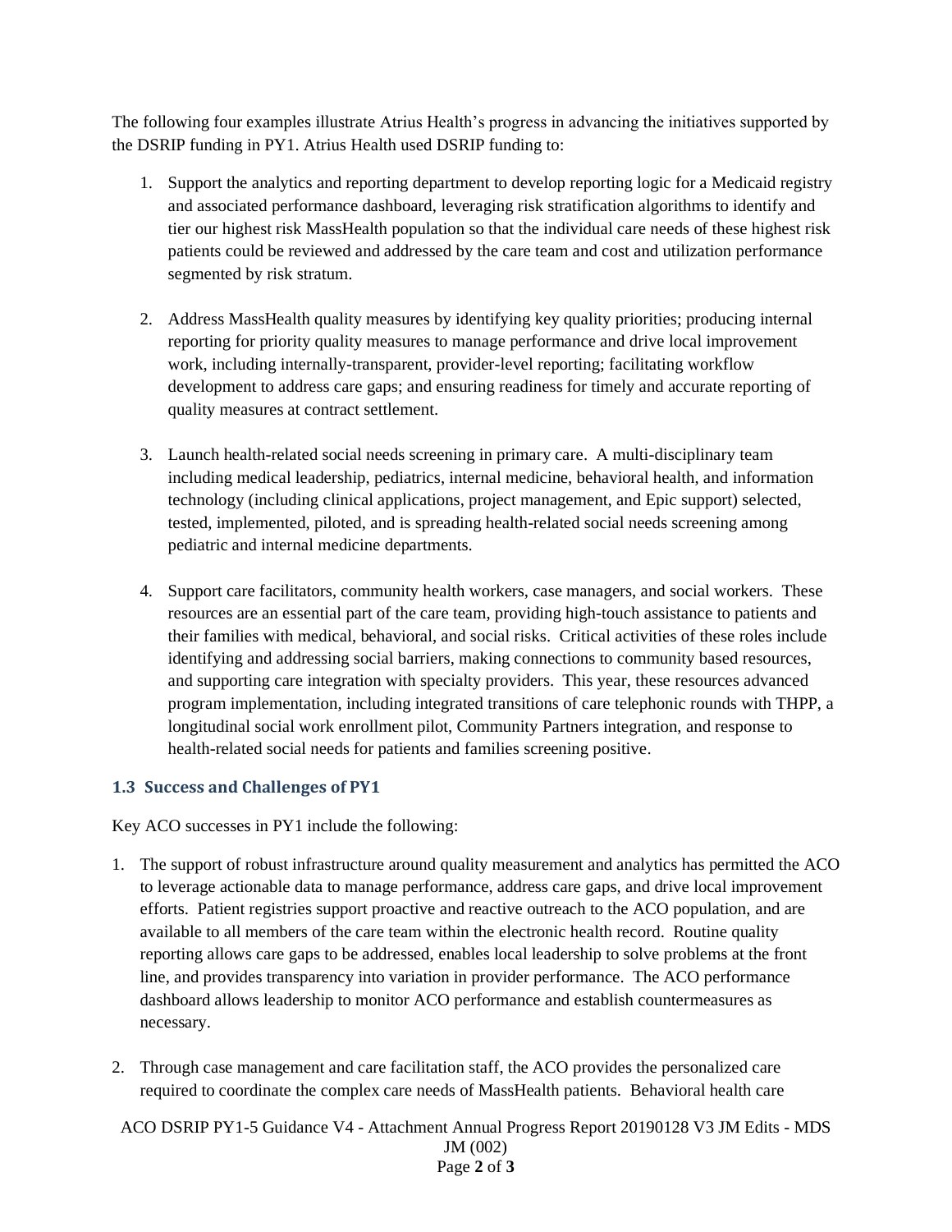The following four examples illustrate Atrius Health's progress in advancing the initiatives supported by the DSRIP funding in PY1. Atrius Health used DSRIP funding to:

1. Support the analytics and reporting department to develop reporting logic for a Medicaid registry and associated performance dashboard, leveraging risk stratification algorithms to identify and tier our highest risk MassHealth population so that the individual care needs of these highest risk patients could be reviewed and addressed by the care team and cost and utilization performance segmented by risk stratum.

2. Address MassHealth quality measures by identifying key quality priorities; producing internal reporting for priority quality measures to manage performance and drive local improvement work, including internally-transparent, provider-level reporting; facilitating workflow development to address care gaps; and ensuring readiness for timely and accurate reporting of quality measures at contract settlement.

3. Launch health-related social needs screening in primary care. A multi-disciplinary team including medical leadership, pediatrics, internal medicine, behavioral health, and information technology (including clinical applications, project management, and Epic support) selected, tested, implemented, piloted, and is spreading health-related social needs screening among pediatric and internal medicine departments.

4. Support care facilitators, community health workers, case managers, and social workers. These resources are an essential part of the care team, providing high-touch assistance to patients and their families with medical, behavioral, and social risks. Critical activities of these roles include identifying and addressing social barriers, making connections to community based resources, and supporting care integration with specialty providers. This year, these resources advanced program implementation, including integrated transitions of care telephonic rounds with THPP, a longitudinal social work enrollment pilot, Community Partners integration, and response to health-related social needs for patients and families screening positive.

### 1.3 Success and Challenges of PY1

Key ACO successes in PY1 include the following:

1. The support of robust infrastructure around quality measurement and analytics has permitted the ACO to leverage actionable data to manage performance, address care gaps, and drive local improvement efforts. Patient registries support proactive and reactive outreach to the ACO population, and are available to all members of the care team within the electronic health record. Routine quality reporting allows care gaps to be addressed, enables local leadership to solve problems at the front line, and provides transparency into variation in provider performance. The ACO performance dashboard allows leadership to monitor ACO performance and establish countermeasures as necessary.

2. Through case management and care facilitation staff, the ACO provides the personalized care required to coordinate the complex care needs of MassHealth patients. Behavioral health care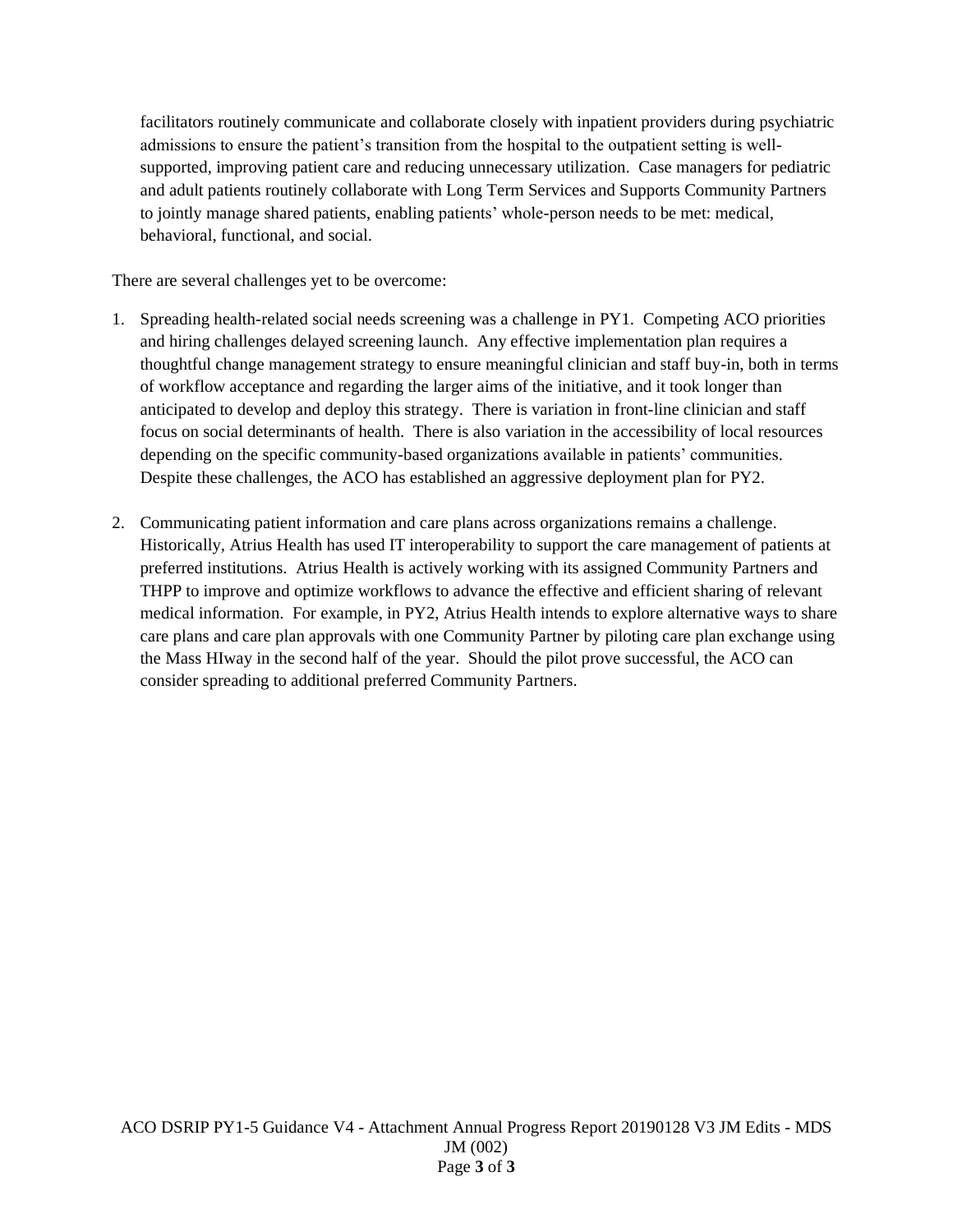facilitators routinely communicate and collaborate closely with inpatient providers during psychiatric admissions to ensure the patient's transition from the hospital to the outpatient setting is well-supported, improving patient care and reducing unnecessary utilization. Case managers for pediatric and adult patients routinely collaborate with Long Term Services and Supports Community Partners to jointly manage shared patients, enabling patients' whole-person needs to be met: medical, behavioral, functional, and social.

There are several challenges yet to be overcome:

1. Spreading health-related social needs screening was a challenge in PY1. Competing ACO priorities and hiring challenges delayed screening launch. Any effective implementation plan requires a thoughtful change management strategy to ensure meaningful clinician and staff buy-in, both in terms of workflow acceptance and regarding the larger aims of the initiative, and it took longer than anticipated to develop and deploy this strategy. There is variation in front-line clinician and staff focus on social determinants of health. There is also variation in the accessibility of local resources depending on the specific community-based organizations available in patients' communities. Despite these challenges, the ACO has established an aggressive deployment plan for PY2.

2. Communicating patient information and care plans across organizations remains a challenge. Historically, Atrius Health has used IT interoperability to support the care management of patients at preferred institutions. Atrius Health is actively working with its assigned Community Partners and THPP to improve and optimize workflows to advance the effective and efficient sharing of relevant medical information. For example, in PY2, Atrius Health intends to explore alternative ways to share care plans and care plan approvals with one Community Partner by piloting care plan exchange using the Mass HIway in the second half of the year. Should the pilot prove successful, the ACO can consider spreading to additional preferred Community Partners.